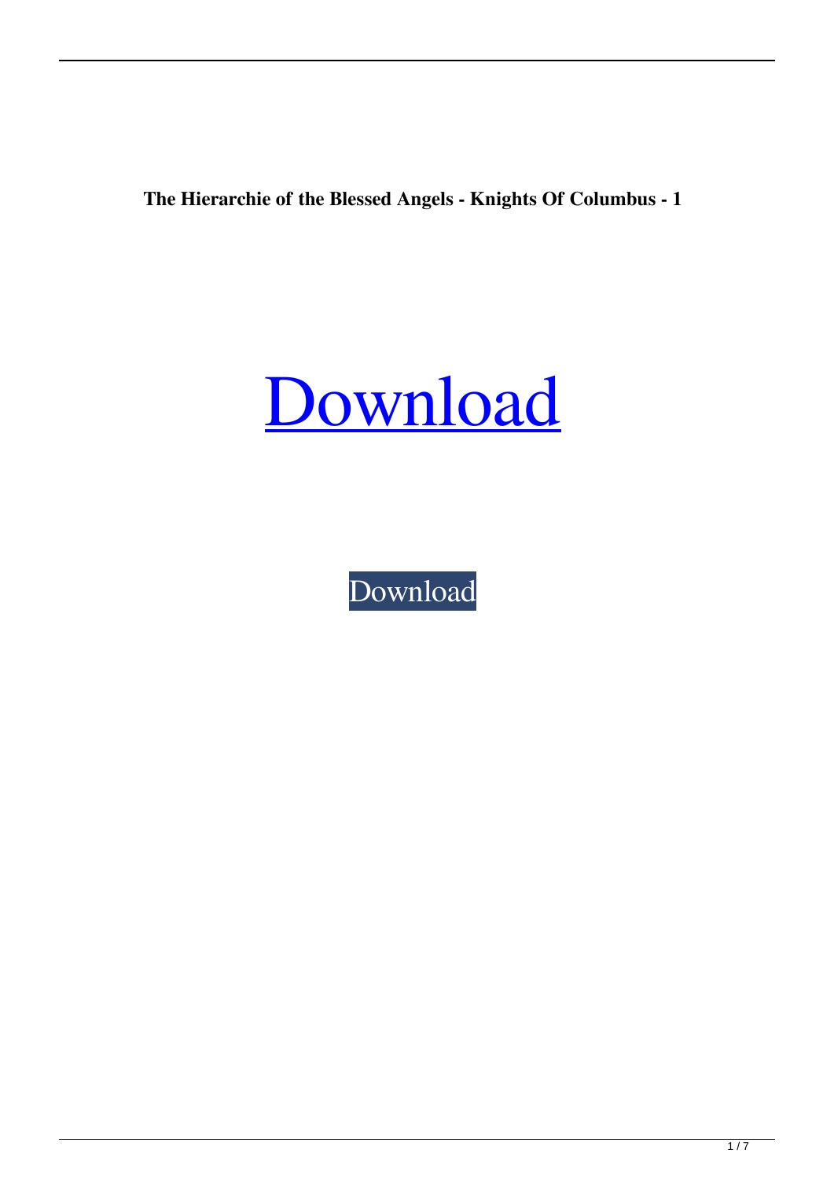**The Hierarchie of the Blessed Angels - Knights Of Columbus - 1**

[Download]

Download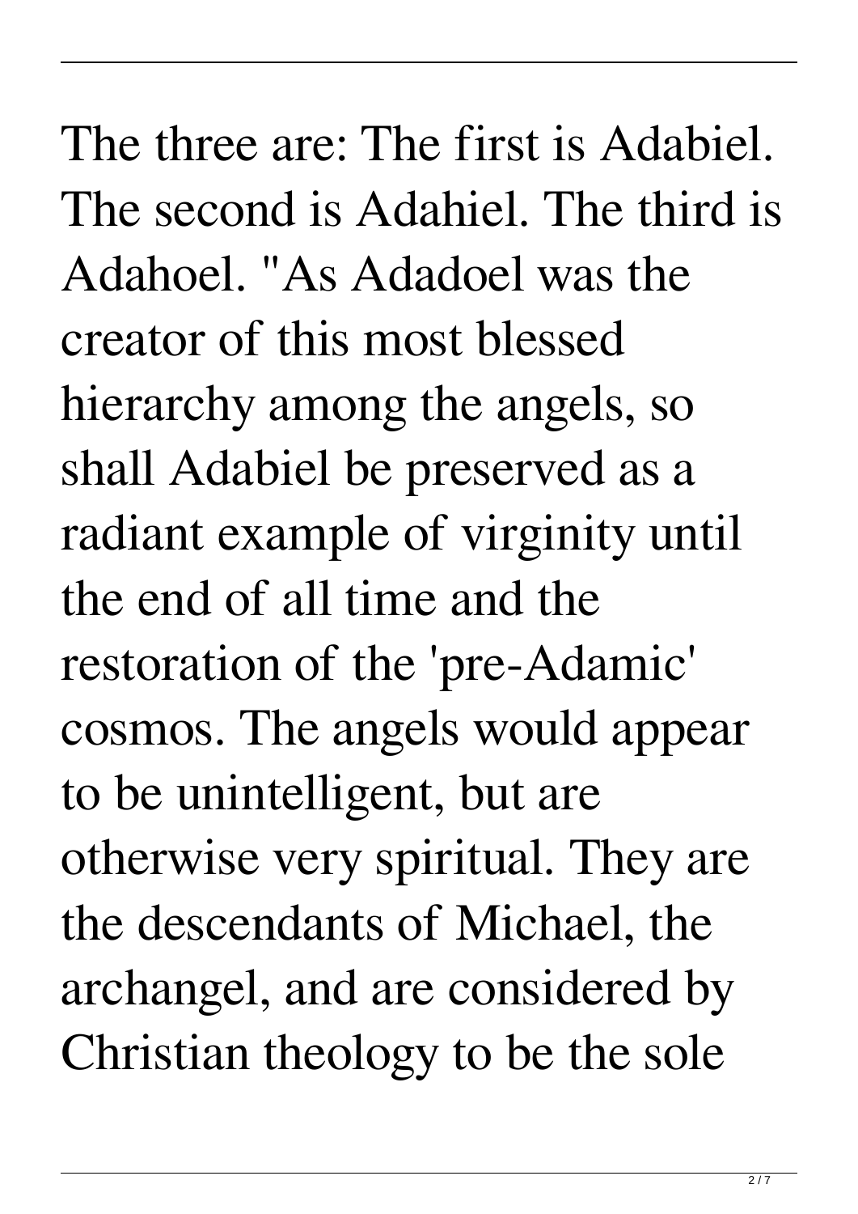The three are: The first is Adabiel. The second is Adahiel. The third is Adahoel. "As Adadoel was the creator of this most blessed hierarchy among the angels, so shall Adabiel be preserved as a radiant example of virginity until the end of all time and the restoration of the 'pre-Adamic' cosmos. The angels would appear to be unintelligent, but are otherwise very spiritual. They are the descendants of Michael, the archangel, and are considered by Christian theology to be the sole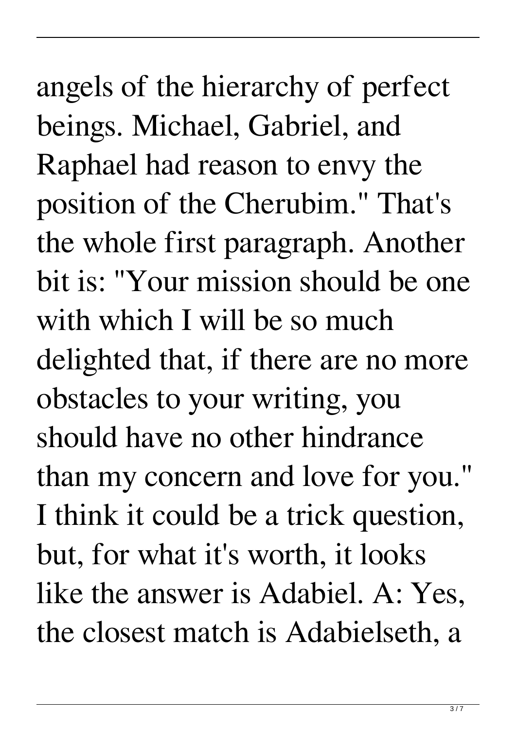angels of the hierarchy of perfect beings. Michael, Gabriel, and Raphael had reason to envy the position of the Cherubim." That's the whole first paragraph. Another bit is: "Your mission should be one with which I will be so much delighted that, if there are no more obstacles to your writing, you should have no other hindrance than my concern and love for you." I think it could be a trick question, but, for what it's worth, it looks like the answer is Adabiel. A: Yes, the closest match is Adabielseth, a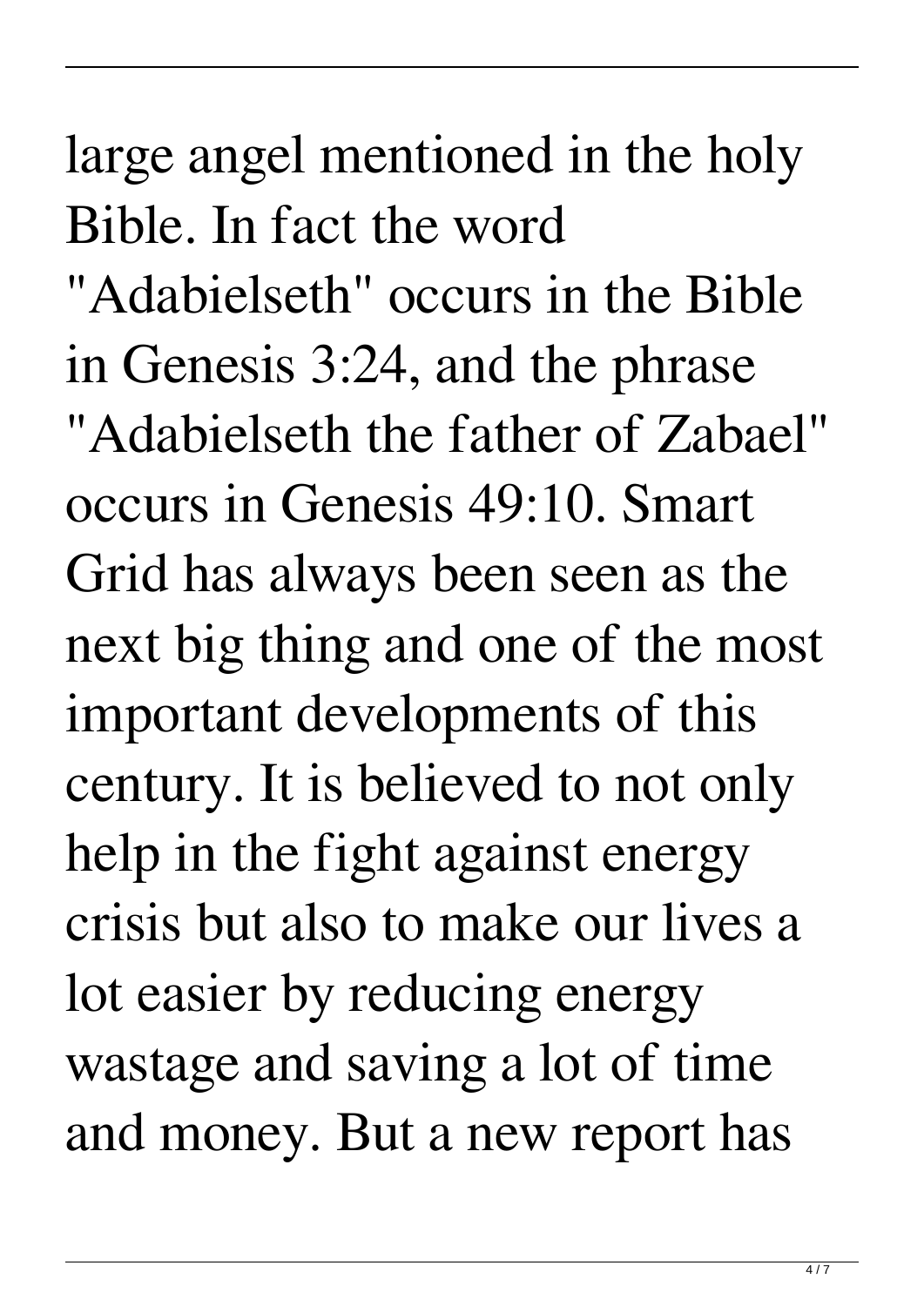large angel mentioned in the holy Bible. In fact the word "Adabielseth" occurs in the Bible in Genesis 3:24, and the phrase "Adabielseth the father of Zabael" occurs in Genesis 49:10. Smart Grid has always been seen as the next big thing and one of the most important developments of this century. It is believed to not only help in the fight against energy crisis but also to make our lives a lot easier by reducing energy wastage and saving a lot of time and money. But a new report has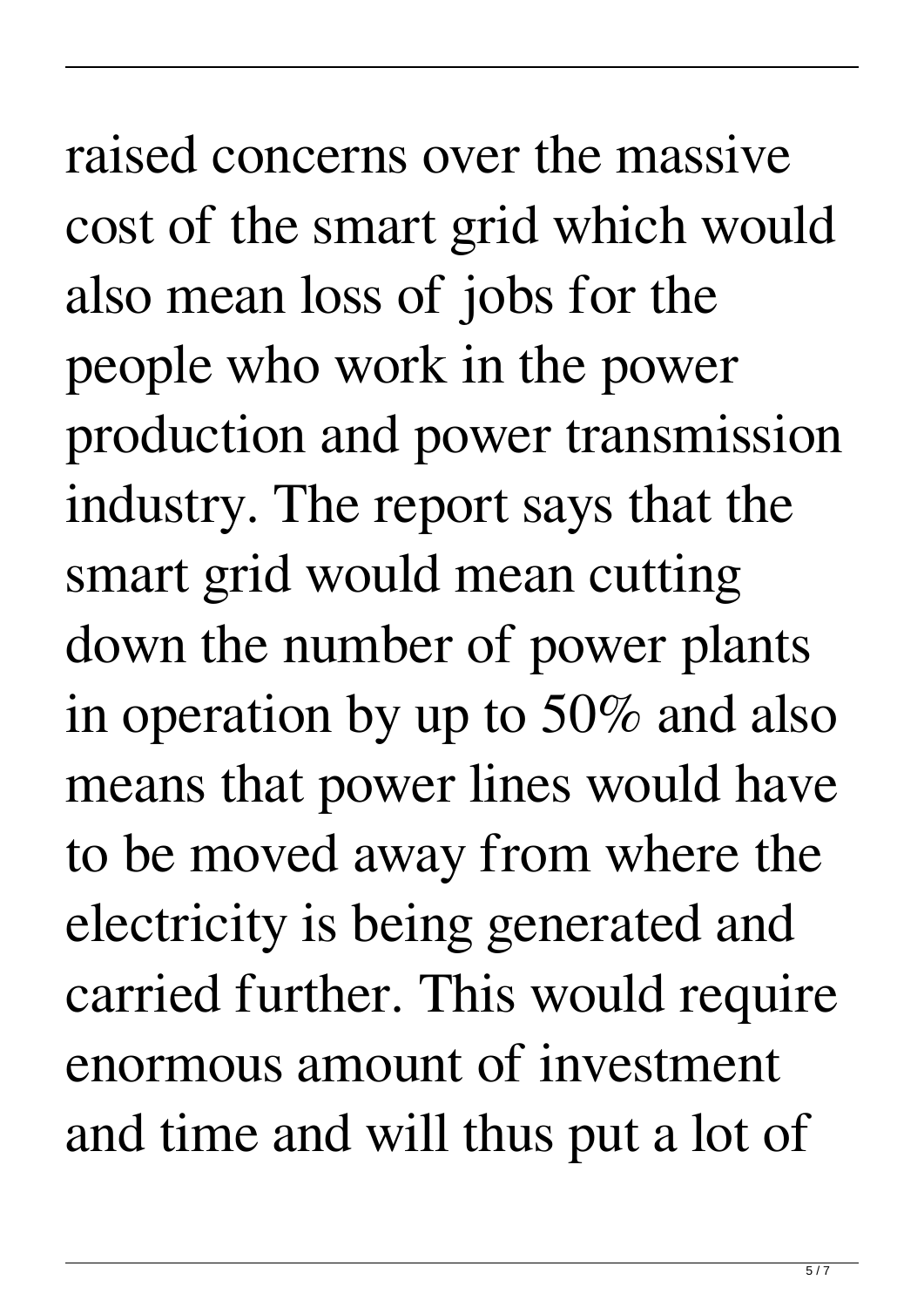raised concerns over the massive cost of the smart grid which would also mean loss of jobs for the people who work in the power production and power transmission industry. The report says that the smart grid would mean cutting down the number of power plants in operation by up to 50% and also means that power lines would have to be moved away from where the electricity is being generated and carried further. This would require enormous amount of investment and time and will thus put a lot of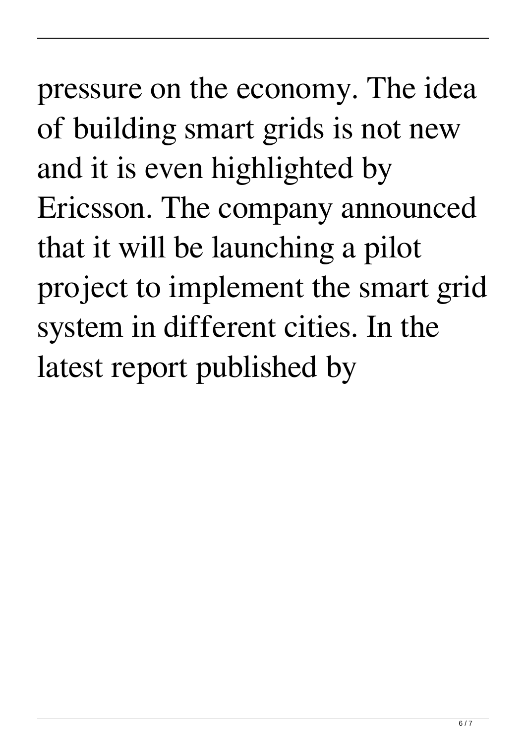pressure on the economy. The idea of building smart grids is not new and it is even highlighted by Ericsson. The company announced that it will be launching a pilot project to implement the smart grid system in different cities. In the latest report published by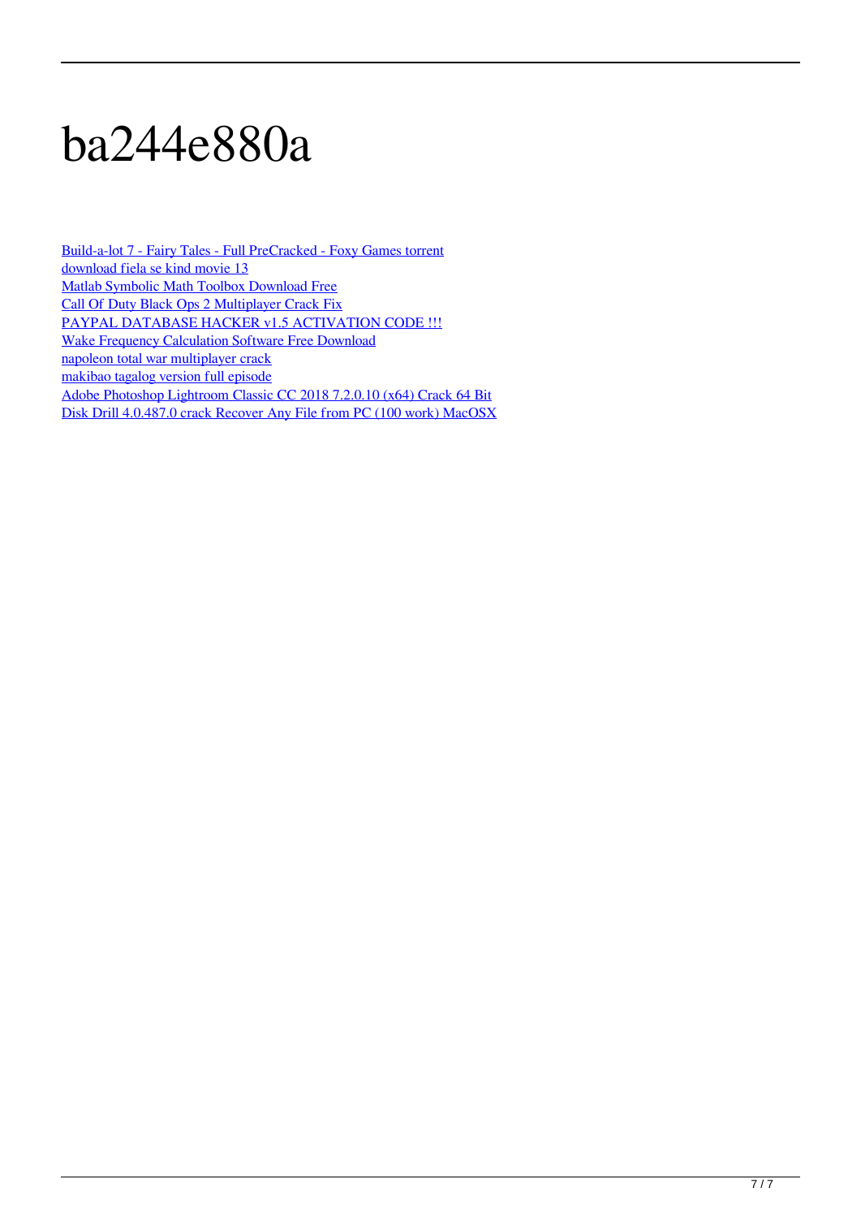# ba244e880a

Build-a-lot 7 - Fairy Tales - Full PreCracked - Foxy Games torrent
download fiela se kind movie 13
Matlab Symbolic Math Toolbox Download Free
Call Of Duty Black Ops 2 Multiplayer Crack Fix
PAYPAL DATABASE HACKER v1.5 ACTIVATION CODE !!!
Wake Frequency Calculation Software Free Download
napoleon total war multiplayer crack
makibao tagalog version full episode
Adobe Photoshop Lightroom Classic CC 2018 7.2.0.10 (x64) Crack 64 Bit
Disk Drill 4.0.487.0 crack Recover Any File from PC (100 work) MacOSX